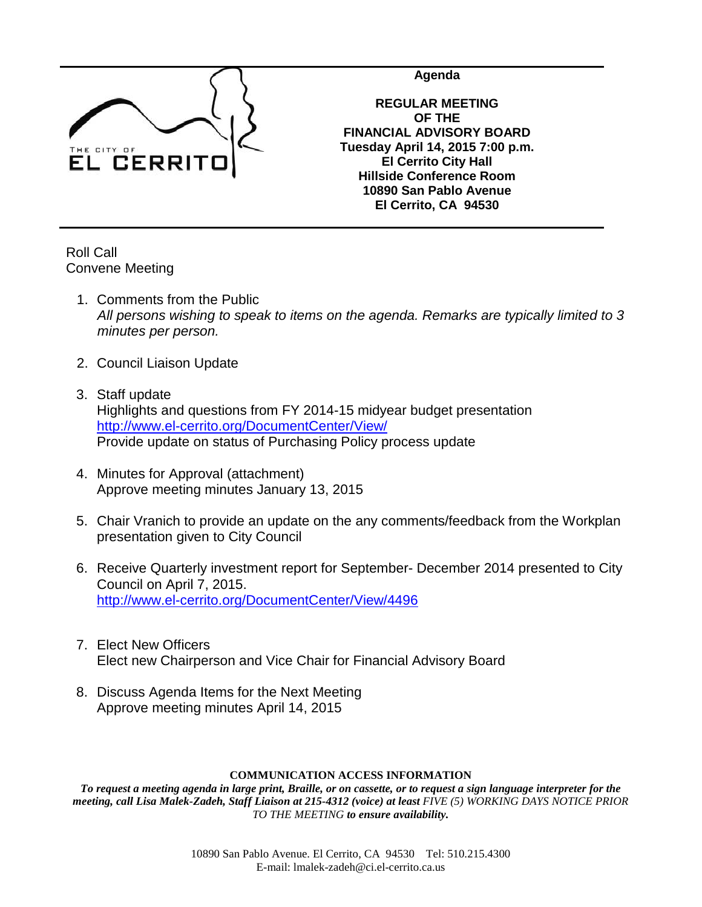THE CITY OF EL CERRITO

**Agenda**

**REGULAR MEETING**
**OF THE**
**FINANCIAL ADVISORY BOARD**
**Tuesday April 14, 2015 7:00 p.m.**
**El Cerrito City Hall**
**Hillside Conference Room**
**10890 San Pablo Avenue**
**El Cerrito, CA 94530**

Roll Call
Convene Meeting

1. Comments from the Public
   *All persons wishing to speak to items on the agenda. Remarks are typically limited to 3 minutes per person.*

2. Council Liaison Update

3. Staff update
   Highlights and questions from FY 2014-15 midyear budget presentation
   [http://www.el-cerrito.org/DocumentCenter/View/](http://www.el-cerrito.org/DocumentCenter/View/)
   Provide update on status of Purchasing Policy process update

4. Minutes for Approval (attachment)
   Approve meeting minutes January 13, 2015

5. Chair Vranich to provide an update on the any comments/feedback from the Workplan presentation given to City Council

6. Receive Quarterly investment report for September- December 2014 presented to City Council on April 7, 2015.
   [http://www.el-cerrito.org/DocumentCenter/View/4496](http://www.el-cerrito.org/DocumentCenter/View/4496)

7. Elect New Officers
   Elect new Chairperson and Vice Chair for Financial Advisory Board

8. Discuss Agenda Items for the Next Meeting
   Approve meeting minutes April 14, 2015

**COMMUNICATION ACCESS INFORMATION**

***To request a meeting agenda in large print, Braille, or on cassette, or to request a sign language interpreter for the meeting, call Lisa Malek-Zadeh, Staff Liaison at 215-4312 (voice) at least*** *FIVE (5) WORKING DAYS NOTICE PRIOR TO THE MEETING* ***to ensure availability.***

10890 San Pablo Avenue. El Cerrito, CA 94530 Tel: 510.215.4300
E-mail: lmalek-zadeh@ci.el-cerrito.ca.us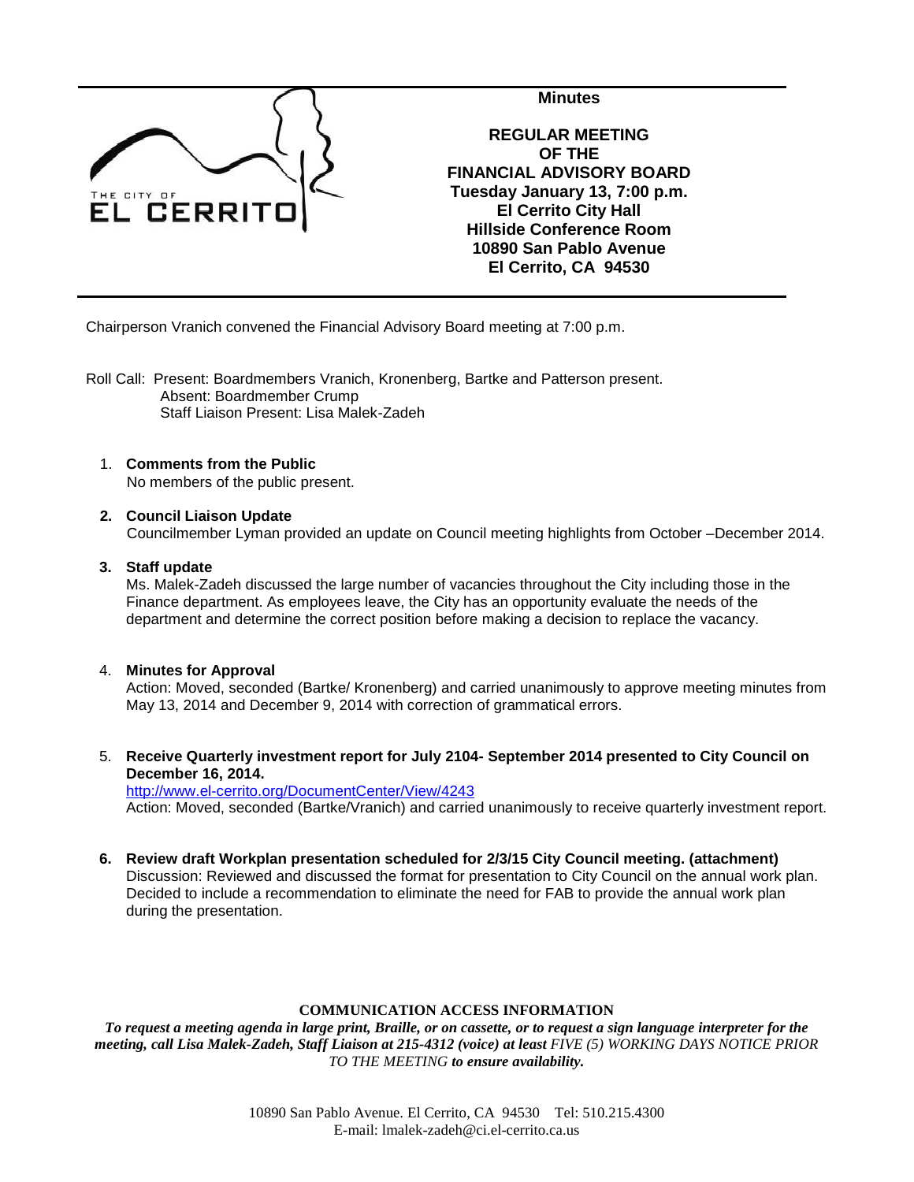**Minutes**

**REGULAR MEETING OF THE FINANCIAL ADVISORY BOARD**
**Tuesday January 13, 7:00 p.m.**
**El Cerrito City Hall**
**Hillside Conference Room**
**10890 San Pablo Avenue**
**El Cerrito, CA 94530**

Chairperson Vranich convened the Financial Advisory Board meeting at 7:00 p.m.

Roll Call: Present: Boardmembers Vranich, Kronenberg, Bartke and Patterson present.
Absent: Boardmember Crump
Staff Liaison Present: Lisa Malek-Zadeh

1. **Comments from the Public**
   No members of the public present.

2. **Council Liaison Update**
   Councilmember Lyman provided an update on Council meeting highlights from October –December 2014.

3. **Staff update**
   Ms. Malek-Zadeh discussed the large number of vacancies throughout the City including those in the Finance department. As employees leave, the City has an opportunity evaluate the needs of the department and determine the correct position before making a decision to replace the vacancy.

4. **Minutes for Approval**
   Action: Moved, seconded (Bartke/ Kronenberg) and carried unanimously to approve meeting minutes from May 13, 2014 and December 9, 2014 with correction of grammatical errors.

5. **Receive Quarterly investment report for July 2104- September 2014 presented to City Council on December 16, 2014.**
   http://www.el-cerrito.org/DocumentCenter/View/4243
   Action: Moved, seconded (Bartke/Vranich) and carried unanimously to receive quarterly investment report.

6. **Review draft Workplan presentation scheduled for 2/3/15 City Council meeting. (attachment)**
   Discussion: Reviewed and discussed the format for presentation to City Council on the annual work plan. Decided to include a recommendation to eliminate the need for FAB to provide the annual work plan during the presentation.

**COMMUNICATION ACCESS INFORMATION**

***To request a meeting agenda in large print, Braille, or on cassette, or to request a sign language interpreter for the meeting, call Lisa Malek-Zadeh, Staff Liaison at 215-4312 (voice) at least*** *FIVE (5) WORKING DAYS NOTICE PRIOR TO THE MEETING* ***to ensure availability.***

10890 San Pablo Avenue. El Cerrito, CA 94530 Tel: 510.215.4300
E-mail: lmalek-zadeh@ci.el-cerrito.ca.us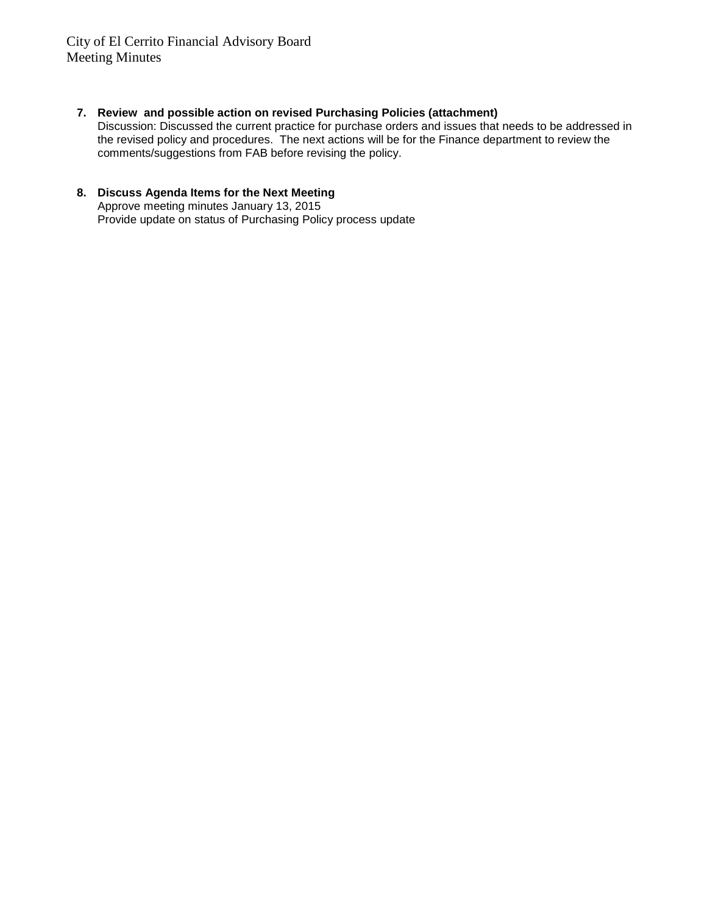7. **Review and possible action on revised Purchasing Policies (attachment)**
   Discussion: Discussed the current practice for purchase orders and issues that needs to be addressed in the revised policy and procedures. The next actions will be for the Finance department to review the comments/suggestions from FAB before revising the policy.

8. **Discuss Agenda Items for the Next Meeting**
   Approve meeting minutes January 13, 2015
   Provide update on status of Purchasing Policy process update